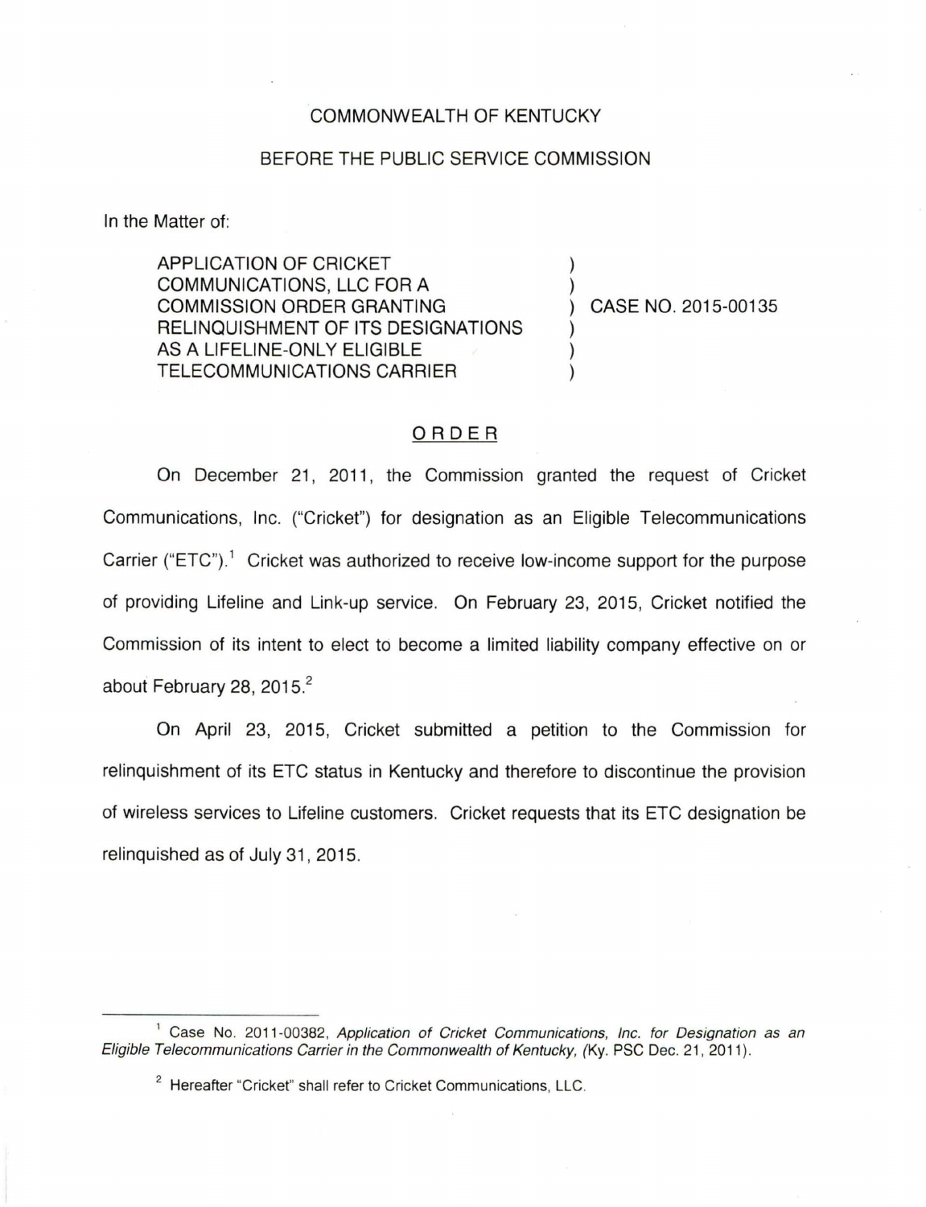COMMONWEALTH OF KENTUCKY

BEFORE THE PUBLIC SERVICE COMMISSION

In the Matter of:

| | | |
|---|---|---|
| APPLICATION OF CRICKET COMMUNICATIONS, LLC FOR A COMMISSION ORDER GRANTING RELINQUISHMENT OF ITS DESIGNATIONS AS A LIFELINE-ONLY ELIGIBLE TELECOMMUNICATIONS CARRIER | ) | CASE NO. 2015-00135 |

## ORDER

On December 21, 2011, the Commission granted the request of Cricket Communications, Inc. ("Cricket") for designation as an Eligible Telecommunications Carrier ("ETC").[1] Cricket was authorized to receive low-income support for the purpose of providing Lifeline and Link-up service. On February 23, 2015, Cricket notified the Commission of its intent to elect to become a limited liability company effective on or about February 28, 2015.[2]

On April 23, 2015, Cricket submitted a petition to the Commission for relinquishment of its ETC status in Kentucky and therefore to discontinue the provision of wireless services to Lifeline customers. Cricket requests that its ETC designation be relinquished as of July 31, 2015.

---

[1] Case No. 2011-00382, *Application of Cricket Communications, Inc. for Designation as an Eligible Telecommunications Carrier in the Commonwealth of Kentucky,* (Ky. PSC Dec. 21, 2011).

[2] Hereafter "Cricket" shall refer to Cricket Communications, LLC.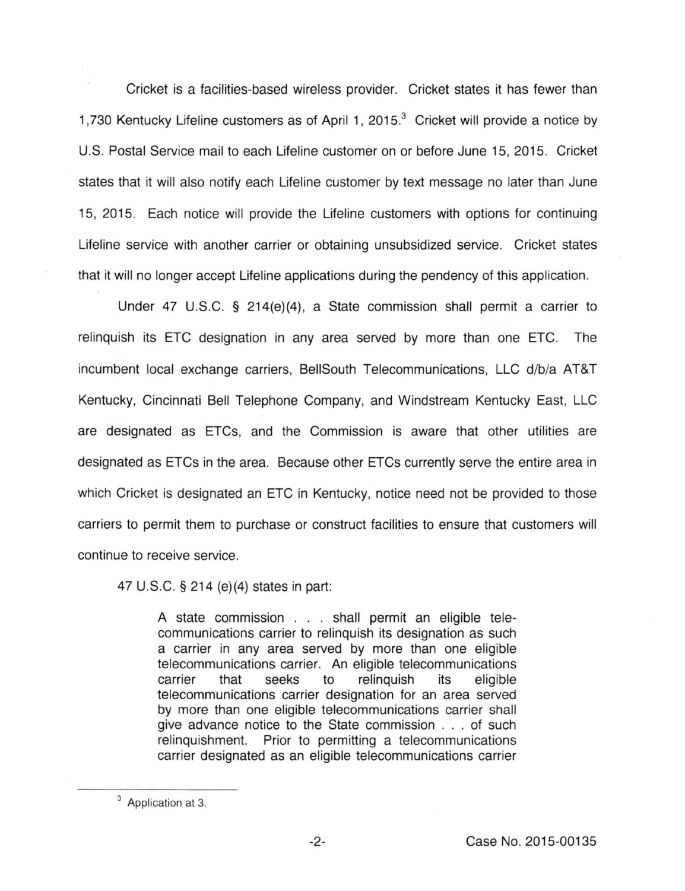Cricket is a facilities-based wireless provider. Cricket states it has fewer than 1,730 Kentucky Lifeline customers as of April 1, 2015.[3] Cricket will provide a notice by U.S. Postal Service mail to each Lifeline customer on or before June 15, 2015. Cricket states that it will also notify each Lifeline customer by text message no later than June 15, 2015. Each notice will provide the Lifeline customers with options for continuing Lifeline service with another carrier or obtaining unsubsidized service. Cricket states that it will no longer accept Lifeline applications during the pendency of this application.

Under 47 U.S.C. § 214(e)(4), a State commission shall permit a carrier to relinquish its ETC designation in any area served by more than one ETC. The incumbent local exchange carriers, BellSouth Telecommunications, LLC d/b/a AT&T Kentucky, Cincinnati Bell Telephone Company, and Windstream Kentucky East, LLC are designated as ETCs, and the Commission is aware that other utilities are designated as ETCs in the area. Because other ETCs currently serve the entire area in which Cricket is designated an ETC in Kentucky, notice need not be provided to those carriers to permit them to purchase or construct facilities to ensure that customers will continue to receive service.

47 U.S.C. § 214 (e)(4) states in part:

> A state commission . . . shall permit an eligible telecommunications carrier to relinquish its designation as such a carrier in any area served by more than one eligible telecommunications carrier. An eligible telecommunications carrier that seeks to relinquish its eligible telecommunications carrier designation for an area served by more than one eligible telecommunications carrier shall give advance notice to the State commission . . . of such relinquishment. Prior to permitting a telecommunications carrier designated as an eligible telecommunications carrier

[3] Application at 3.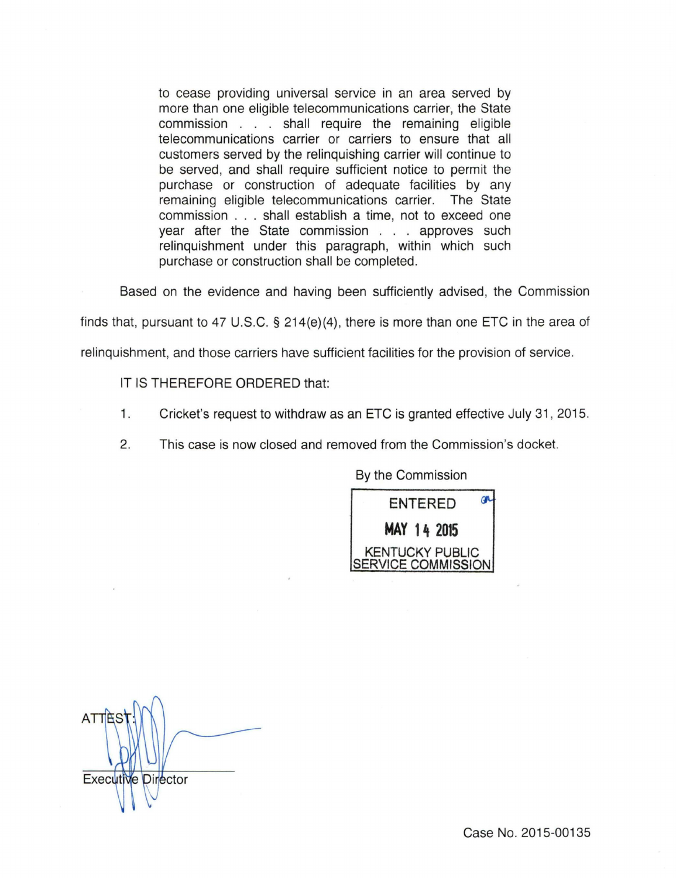> to cease providing universal service in an area served by more than one eligible telecommunications carrier, the State commission . . . shall require the remaining eligible telecommunications carrier or carriers to ensure that all customers served by the relinquishing carrier will continue to be served, and shall require sufficient notice to permit the purchase or construction of adequate facilities by any remaining eligible telecommunications carrier. The State commission . . . shall establish a time, not to exceed one year after the State commission . . . approves such relinquishment under this paragraph, within which such purchase or construction shall be completed.

Based on the evidence and having been sufficiently advised, the Commission finds that, pursuant to 47 U.S.C. § 214(e)(4), there is more than one ETC in the area of relinquishment, and those carriers have sufficient facilities for the provision of service.

IT IS THEREFORE ORDERED that:

1. Cricket's request to withdraw as an ETC is granted effective July 31, 2015.

2. This case is now closed and removed from the Commission's docket.

By the Commission

ENTERED

MAY 14 2015

KENTUCKY PUBLIC SERVICE COMMISSION

ATTEST:

Executive Director

Case No. 2015-00135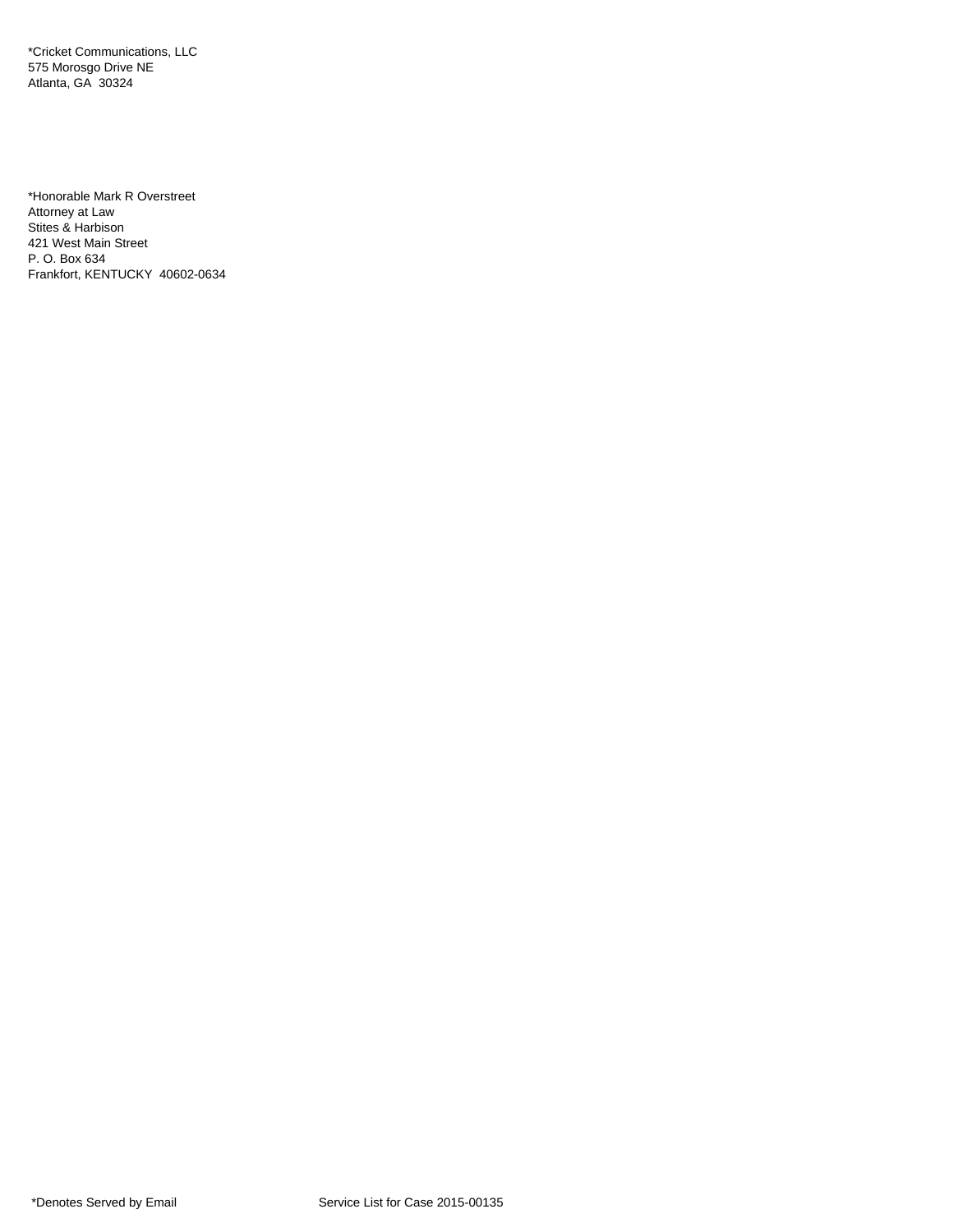*Cricket Communications, LLC
575 Morosgo Drive NE
Atlanta, GA 30324

*Honorable Mark R Overstreet
Attorney at Law
Stites & Harbison
421 West Main Street
P. O. Box 634
Frankfort, KENTUCKY 40602-0634